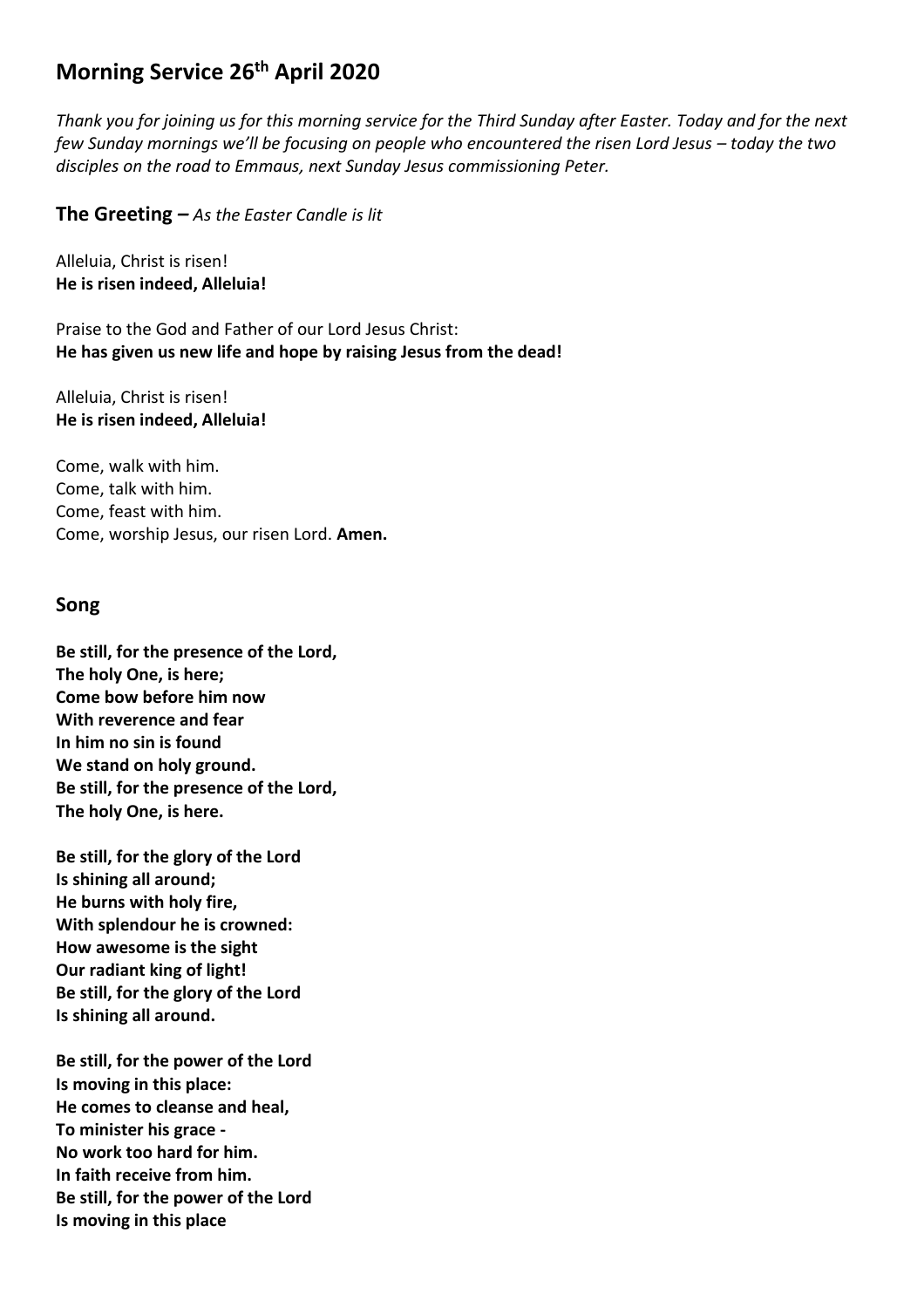# Morning Service 26th April 2020

*Thank you for joining us for this morning service for the Third Sunday after Easter. Today and for the next few Sunday mornings we'll be focusing on people who encountered the risen Lord Jesus – today the two disciples on the road to Emmaus, next Sunday Jesus commissioning Peter.*

## The Greeting – *As the Easter Candle is lit*

Alleluia, Christ is risen!
**He is risen indeed, Alleluia!**

Praise to the God and Father of our Lord Jesus Christ:
**He has given us new life and hope by raising Jesus from the dead!**

Alleluia, Christ is risen!
**He is risen indeed, Alleluia!**

Come, walk with him.
Come, talk with him.
Come, feast with him.
Come, worship Jesus, our risen Lord. **Amen.**

## Song

**Be still, for the presence of the Lord,**
**The holy One, is here;**
**Come bow before him now**
**With reverence and fear**
**In him no sin is found**
**We stand on holy ground.**
**Be still, for the presence of the Lord,**
**The holy One, is here.**

**Be still, for the glory of the Lord**
**Is shining all around;**
**He burns with holy fire,**
**With splendour he is crowned:**
**How awesome is the sight**
**Our radiant king of light!**
**Be still, for the glory of the Lord**
**Is shining all around.**

**Be still, for the power of the Lord**
**Is moving in this place:**
**He comes to cleanse and heal,**
**To minister his grace -**
**No work too hard for him.**
**In faith receive from him.**
**Be still, for the power of the Lord**
**Is moving in this place**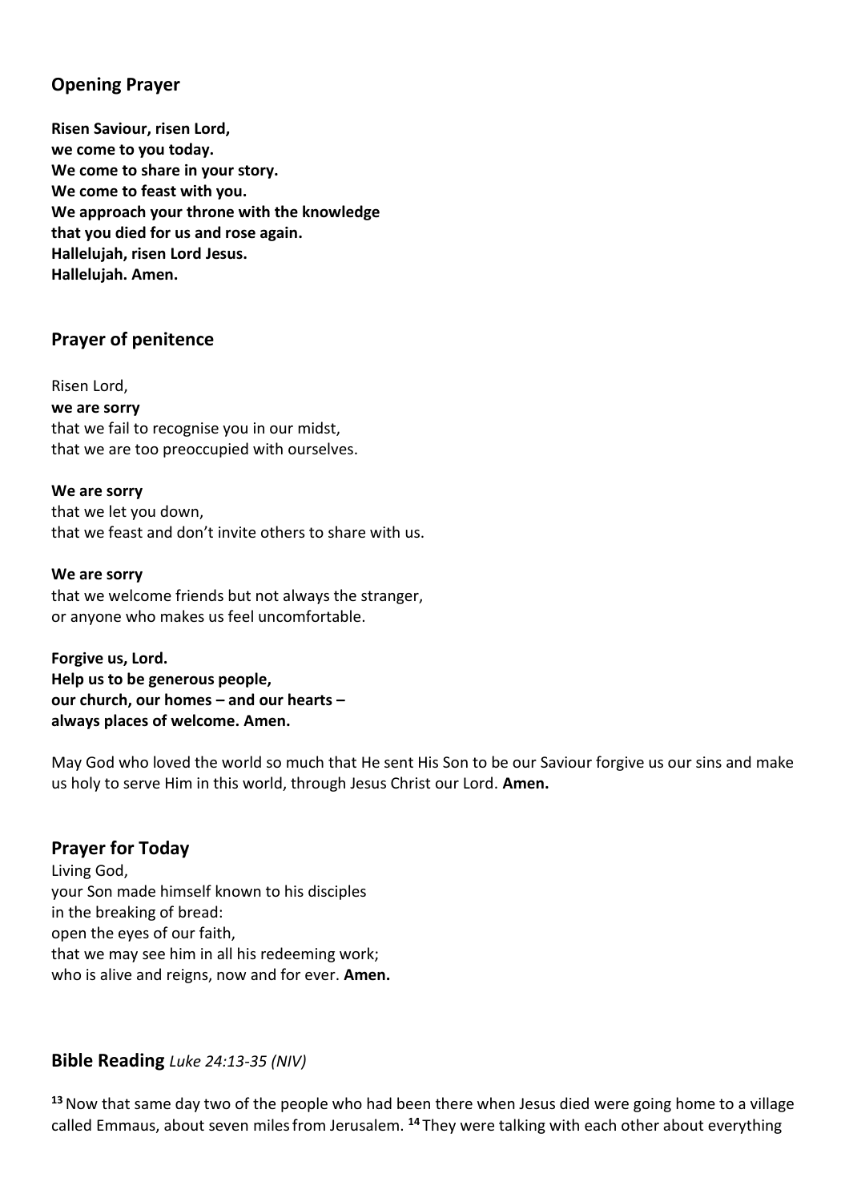## Opening Prayer

**Risen Saviour, risen Lord,**
**we come to you today.**
**We come to share in your story.**
**We come to feast with you.**
**We approach your throne with the knowledge**
**that you died for us and rose again.**
**Hallelujah, risen Lord Jesus.**
**Hallelujah. Amen.**

## Prayer of penitence

Risen Lord,
**we are sorry**
that we fail to recognise you in our midst,
that we are too preoccupied with ourselves.

**We are sorry**
that we let you down,
that we feast and don't invite others to share with us.

**We are sorry**
that we welcome friends but not always the stranger,
or anyone who makes us feel uncomfortable.

**Forgive us, Lord.**
**Help us to be generous people,**
**our church, our homes – and our hearts –**
**always places of welcome. Amen.**

May God who loved the world so much that He sent His Son to be our Saviour forgive us our sins and make us holy to serve Him in this world, through Jesus Christ our Lord. **Amen.**

## Prayer for Today

Living God,
your Son made himself known to his disciples
in the breaking of bread:
open the eyes of our faith,
that we may see him in all his redeeming work;
who is alive and reigns, now and for ever. **Amen.**

## Bible Reading *Luke 24:13-35 (NIV)*

**13** Now that same day two of the people who had been there when Jesus died were going home to a village called Emmaus, about seven miles from Jerusalem. **14** They were talking with each other about everything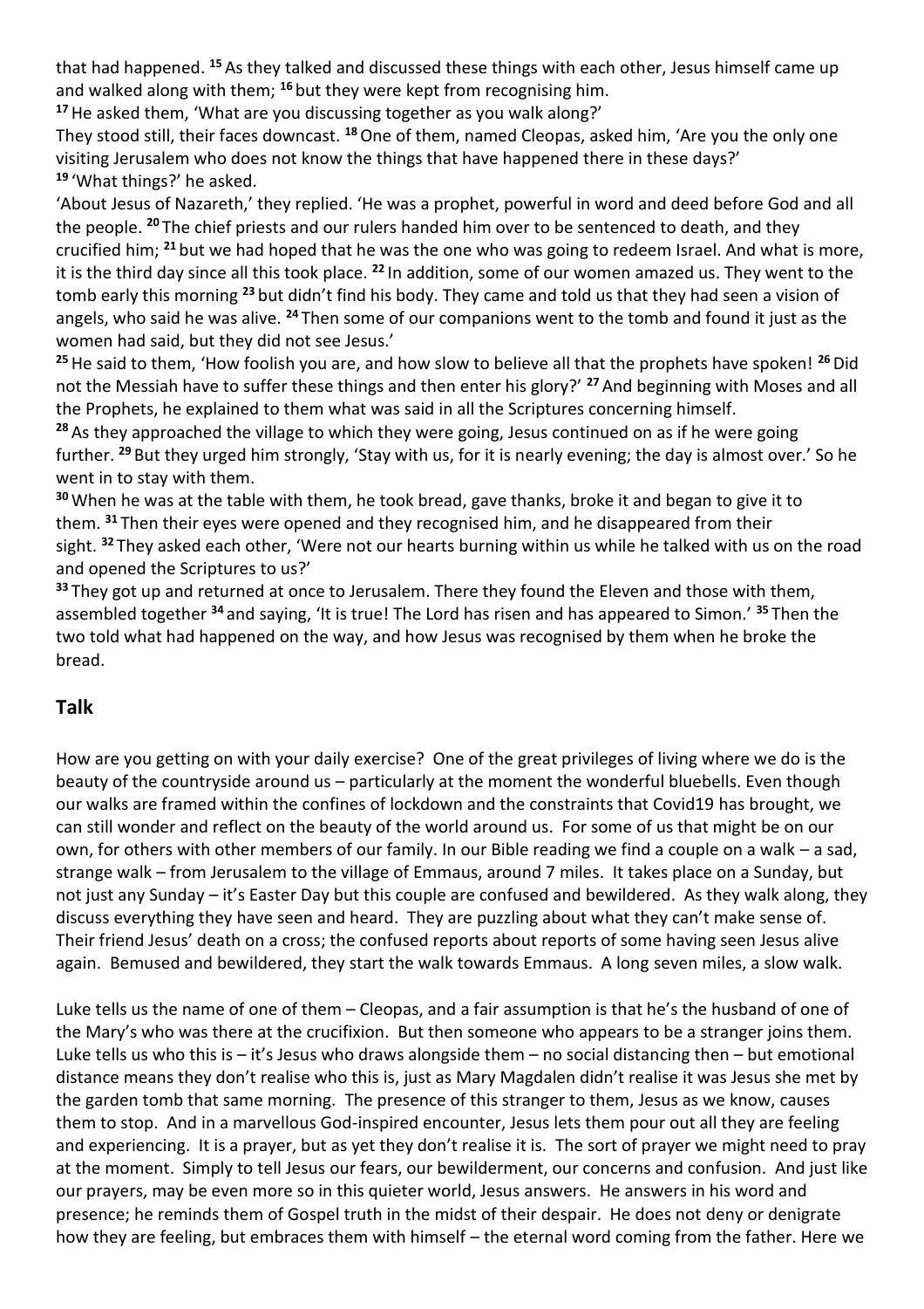that had happened. [15] As they talked and discussed these things with each other, Jesus himself came up and walked along with them; [16] but they were kept from recognising him.

[17] He asked them, 'What are you discussing together as you walk along?'

They stood still, their faces downcast. [18] One of them, named Cleopas, asked him, 'Are you the only one visiting Jerusalem who does not know the things that have happened there in these days?'

[19] 'What things?' he asked.

'About Jesus of Nazareth,' they replied. 'He was a prophet, powerful in word and deed before God and all the people. [20] The chief priests and our rulers handed him over to be sentenced to death, and they crucified him; [21] but we had hoped that he was the one who was going to redeem Israel. And what is more, it is the third day since all this took place. [22] In addition, some of our women amazed us. They went to the tomb early this morning [23] but didn't find his body. They came and told us that they had seen a vision of angels, who said he was alive. [24] Then some of our companions went to the tomb and found it just as the women had said, but they did not see Jesus.'

[25] He said to them, 'How foolish you are, and how slow to believe all that the prophets have spoken! [26] Did not the Messiah have to suffer these things and then enter his glory?' [27] And beginning with Moses and all the Prophets, he explained to them what was said in all the Scriptures concerning himself.

[28] As they approached the village to which they were going, Jesus continued on as if he were going further. [29] But they urged him strongly, 'Stay with us, for it is nearly evening; the day is almost over.' So he went in to stay with them.

[30] When he was at the table with them, he took bread, gave thanks, broke it and began to give it to them. [31] Then their eyes were opened and they recognised him, and he disappeared from their sight. [32] They asked each other, 'Were not our hearts burning within us while he talked with us on the road and opened the Scriptures to us?'

[33] They got up and returned at once to Jerusalem. There they found the Eleven and those with them, assembled together [34] and saying, 'It is true! The Lord has risen and has appeared to Simon.' [35] Then the two told what had happened on the way, and how Jesus was recognised by them when he broke the bread.

## Talk

How are you getting on with your daily exercise? One of the great privileges of living where we do is the beauty of the countryside around us – particularly at the moment the wonderful bluebells. Even though our walks are framed within the confines of lockdown and the constraints that Covid19 has brought, we can still wonder and reflect on the beauty of the world around us. For some of us that might be on our own, for others with other members of our family. In our Bible reading we find a couple on a walk – a sad, strange walk – from Jerusalem to the village of Emmaus, around 7 miles. It takes place on a Sunday, but not just any Sunday – it's Easter Day but this couple are confused and bewildered. As they walk along, they discuss everything they have seen and heard. They are puzzling about what they can't make sense of. Their friend Jesus' death on a cross; the confused reports about reports of some having seen Jesus alive again. Bemused and bewildered, they start the walk towards Emmaus. A long seven miles, a slow walk.

Luke tells us the name of one of them – Cleopas, and a fair assumption is that he's the husband of one of the Mary's who was there at the crucifixion. But then someone who appears to be a stranger joins them. Luke tells us who this is – it's Jesus who draws alongside them – no social distancing then – but emotional distance means they don't realise who this is, just as Mary Magdalen didn't realise it was Jesus she met by the garden tomb that same morning. The presence of this stranger to them, Jesus as we know, causes them to stop. And in a marvellous God-inspired encounter, Jesus lets them pour out all they are feeling and experiencing. It is a prayer, but as yet they don't realise it is. The sort of prayer we might need to pray at the moment. Simply to tell Jesus our fears, our bewilderment, our concerns and confusion. And just like our prayers, may be even more so in this quieter world, Jesus answers. He answers in his word and presence; he reminds them of Gospel truth in the midst of their despair. He does not deny or denigrate how they are feeling, but embraces them with himself – the eternal word coming from the father. Here we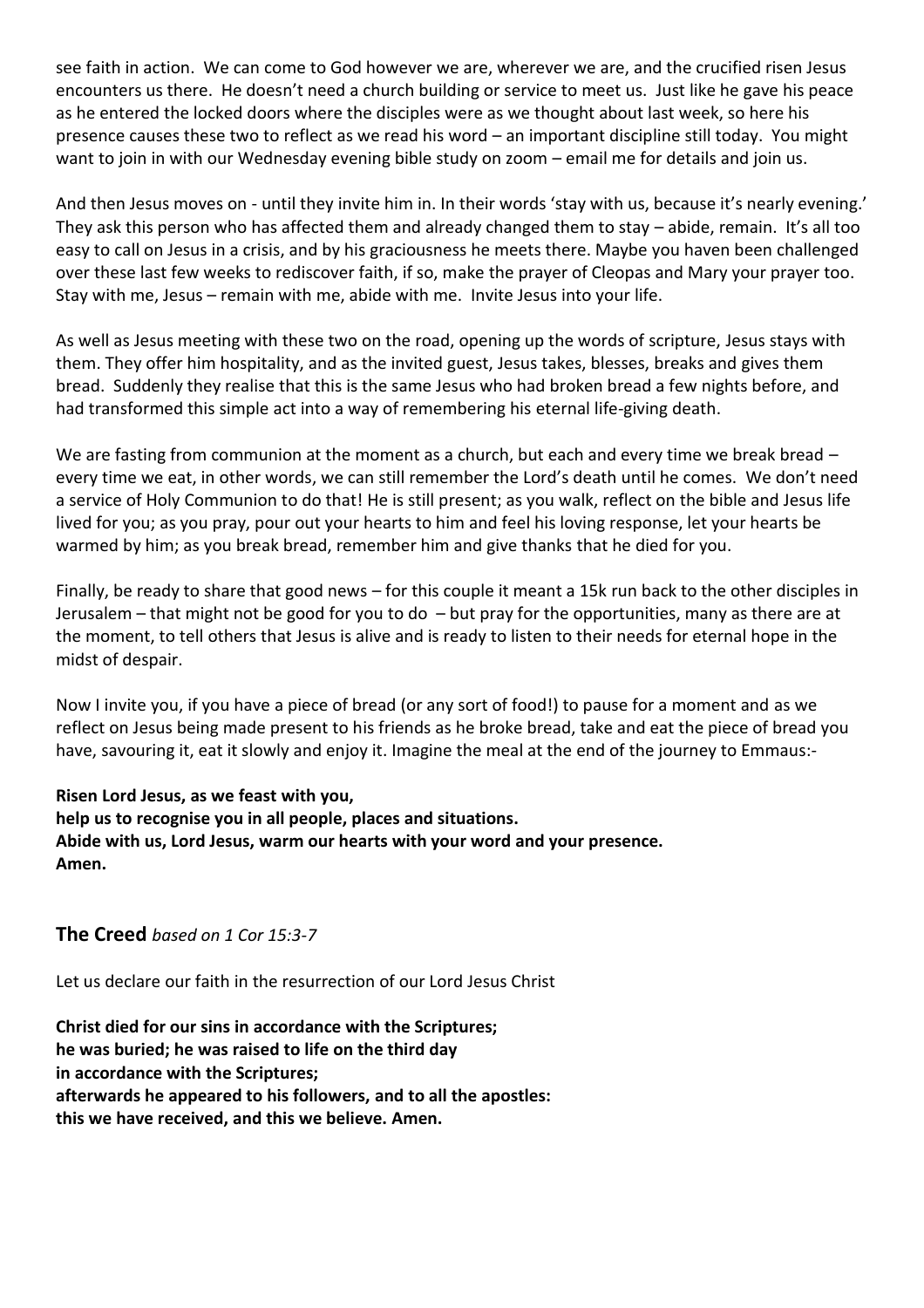see faith in action. We can come to God however we are, wherever we are, and the crucified risen Jesus encounters us there. He doesn't need a church building or service to meet us. Just like he gave his peace as he entered the locked doors where the disciples were as we thought about last week, so here his presence causes these two to reflect as we read his word – an important discipline still today. You might want to join in with our Wednesday evening bible study on zoom – email me for details and join us.

And then Jesus moves on - until they invite him in. In their words 'stay with us, because it's nearly evening.' They ask this person who has affected them and already changed them to stay – abide, remain. It's all too easy to call on Jesus in a crisis, and by his graciousness he meets there. Maybe you haven been challenged over these last few weeks to rediscover faith, if so, make the prayer of Cleopas and Mary your prayer too. Stay with me, Jesus – remain with me, abide with me. Invite Jesus into your life.

As well as Jesus meeting with these two on the road, opening up the words of scripture, Jesus stays with them. They offer him hospitality, and as the invited guest, Jesus takes, blesses, breaks and gives them bread. Suddenly they realise that this is the same Jesus who had broken bread a few nights before, and had transformed this simple act into a way of remembering his eternal life-giving death.

We are fasting from communion at the moment as a church, but each and every time we break bread – every time we eat, in other words, we can still remember the Lord's death until he comes. We don't need a service of Holy Communion to do that! He is still present; as you walk, reflect on the bible and Jesus life lived for you; as you pray, pour out your hearts to him and feel his loving response, let your hearts be warmed by him; as you break bread, remember him and give thanks that he died for you.

Finally, be ready to share that good news – for this couple it meant a 15k run back to the other disciples in Jerusalem – that might not be good for you to do – but pray for the opportunities, many as there are at the moment, to tell others that Jesus is alive and is ready to listen to their needs for eternal hope in the midst of despair.

Now I invite you, if you have a piece of bread (or any sort of food!) to pause for a moment and as we reflect on Jesus being made present to his friends as he broke bread, take and eat the piece of bread you have, savouring it, eat it slowly and enjoy it. Imagine the meal at the end of the journey to Emmaus:-

**Risen Lord Jesus, as we feast with you,**
**help us to recognise you in all people, places and situations.**
**Abide with us, Lord Jesus, warm our hearts with your word and your presence.**
**Amen.**

## The Creed *based on 1 Cor 15:3-7*

Let us declare our faith in the resurrection of our Lord Jesus Christ

**Christ died for our sins in accordance with the Scriptures;**
**he was buried; he was raised to life on the third day**
**in accordance with the Scriptures;**
**afterwards he appeared to his followers, and to all the apostles:**
**this we have received, and this we believe. Amen.**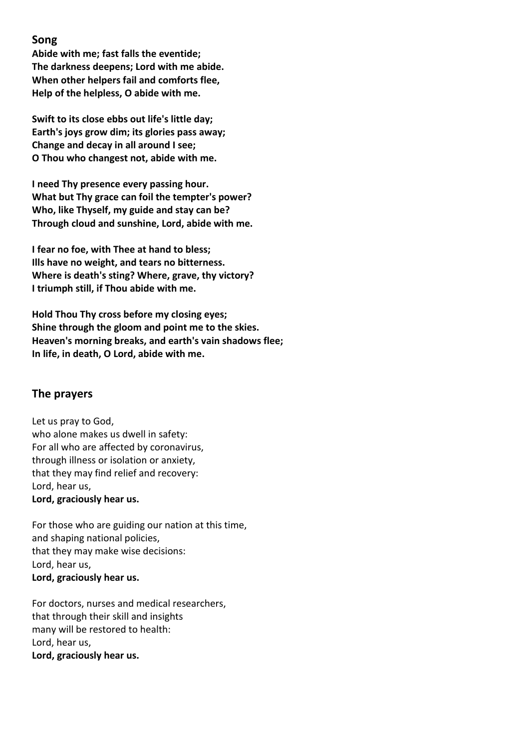## Song

**Abide with me; fast falls the eventide;**
**The darkness deepens; Lord with me abide.**
**When other helpers fail and comforts flee,**
**Help of the helpless, O abide with me.**

**Swift to its close ebbs out life's little day;**
**Earth's joys grow dim; its glories pass away;**
**Change and decay in all around I see;**
**O Thou who changest not, abide with me.**

**I need Thy presence every passing hour.**
**What but Thy grace can foil the tempter's power?**
**Who, like Thyself, my guide and stay can be?**
**Through cloud and sunshine, Lord, abide with me.**

**I fear no foe, with Thee at hand to bless;**
**Ills have no weight, and tears no bitterness.**
**Where is death's sting? Where, grave, thy victory?**
**I triumph still, if Thou abide with me.**

**Hold Thou Thy cross before my closing eyes;**
**Shine through the gloom and point me to the skies.**
**Heaven's morning breaks, and earth's vain shadows flee;**
**In life, in death, O Lord, abide with me.**

## The prayers

Let us pray to God,
who alone makes us dwell in safety:
For all who are affected by coronavirus,
through illness or isolation or anxiety,
that they may find relief and recovery:
Lord, hear us,
**Lord, graciously hear us.**

For those who are guiding our nation at this time,
and shaping national policies,
that they may make wise decisions:
Lord, hear us,
**Lord, graciously hear us.**

For doctors, nurses and medical researchers,
that through their skill and insights
many will be restored to health:
Lord, hear us,
**Lord, graciously hear us.**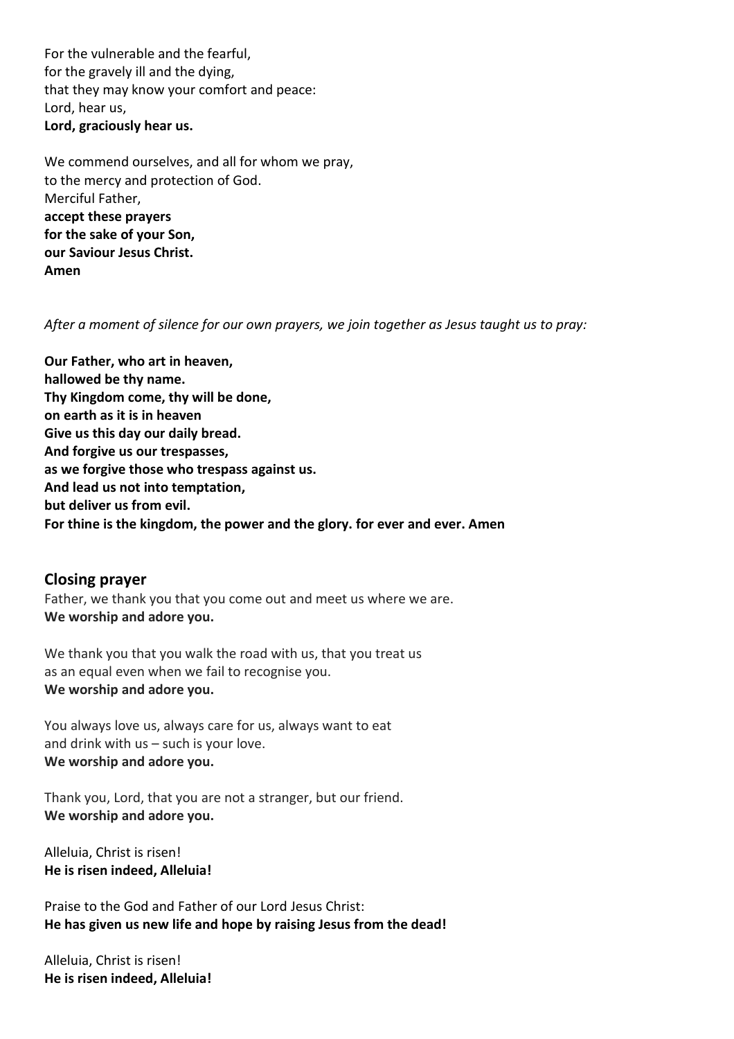For the vulnerable and the fearful,
for the gravely ill and the dying,
that they may know your comfort and peace:
Lord, hear us,
**Lord, graciously hear us.**

We commend ourselves, and all for whom we pray,
to the mercy and protection of God.
Merciful Father,
**accept these prayers**
**for the sake of your Son,**
**our Saviour Jesus Christ.**
**Amen**

*After a moment of silence for our own prayers, we join together as Jesus taught us to pray:*

**Our Father, who art in heaven,**
**hallowed be thy name.**
**Thy Kingdom come, thy will be done,**
**on earth as it is in heaven**
**Give us this day our daily bread.**
**And forgive us our trespasses,**
**as we forgive those who trespass against us.**
**And lead us not into temptation,**
**but deliver us from evil.**
**For thine is the kingdom, the power and the glory. for ever and ever. Amen**

## Closing prayer

Father, we thank you that you come out and meet us where we are.
**We worship and adore you.**

We thank you that you walk the road with us, that you treat us
as an equal even when we fail to recognise you.
**We worship and adore you.**

You always love us, always care for us, always want to eat
and drink with us – such is your love.
**We worship and adore you.**

Thank you, Lord, that you are not a stranger, but our friend.
**We worship and adore you.**

Alleluia, Christ is risen!
**He is risen indeed, Alleluia!**

Praise to the God and Father of our Lord Jesus Christ:
**He has given us new life and hope by raising Jesus from the dead!**

Alleluia, Christ is risen!
**He is risen indeed, Alleluia!**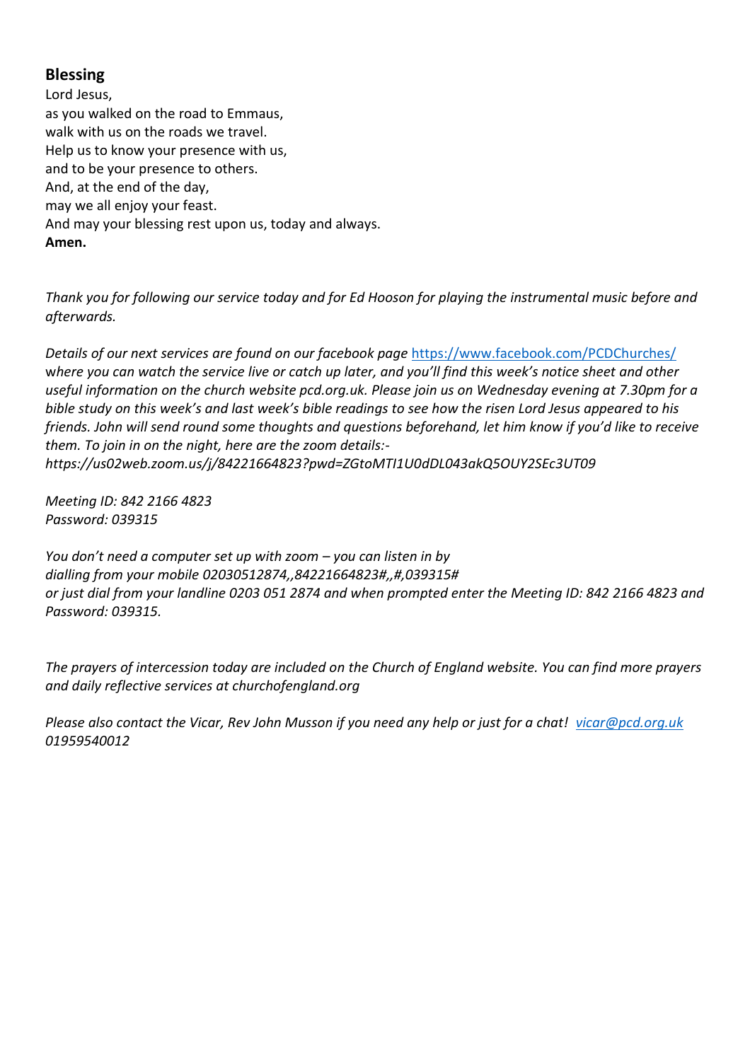## Blessing

Lord Jesus,
as you walked on the road to Emmaus,
walk with us on the roads we travel.
Help us to know your presence with us,
and to be your presence to others.
And, at the end of the day,
may we all enjoy your feast.
And may your blessing rest upon us, today and always.
**Amen.**

*Thank you for following our service today and for Ed Hooson for playing the instrumental music before and afterwards.*

*Details of our next services are found on our facebook page* https://www.facebook.com/PCDChurches/ *where you can watch the service live or catch up later, and you'll find this week's notice sheet and other useful information on the church website pcd.org.uk. Please join us on Wednesday evening at 7.30pm for a bible study on this week's and last week's bible readings to see how the risen Lord Jesus appeared to his friends. John will send round some thoughts and questions beforehand, let him know if you'd like to receive them. To join in on the night, here are the zoom details:-*
*https://us02web.zoom.us/j/84221664823?pwd=ZGtoMTI1U0dDL043akQ5OUY2SEc3UT09*

*Meeting ID: 842 2166 4823*
*Password: 039315*

*You don't need a computer set up with zoom – you can listen in by dialling from your mobile 02030512874,,84221664823#,,#,039315#*
*or just dial from your landline 0203 051 2874 and when prompted enter the Meeting ID: 842 2166 4823 and Password: 039315.*

*The prayers of intercession today are included on the Church of England website. You can find more prayers and daily reflective services at churchofengland.org*

*Please also contact the Vicar, Rev John Musson if you need any help or just for a chat!* vicar@pcd.org.uk *01959540012*